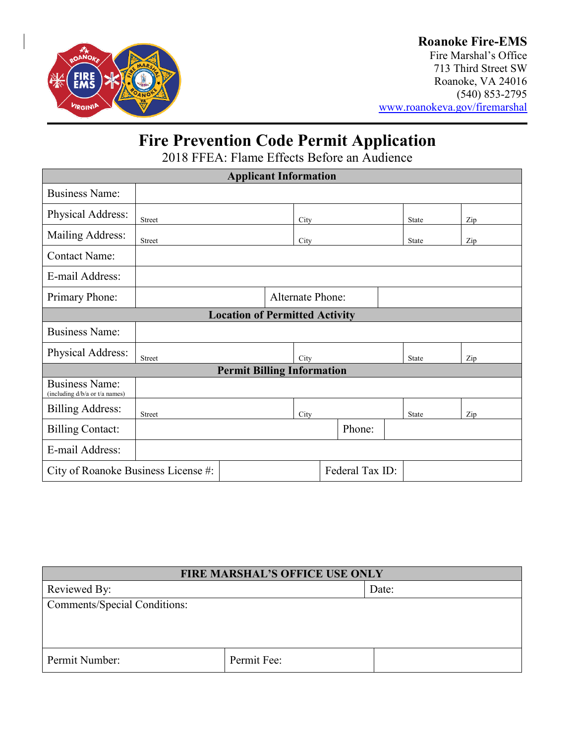**Roanoke Fire-EMS**
Fire Marshal's Office
713 Third Street SW
Roanoke, VA 24016
(540) 853-2795
www.roanokeva.gov/firemarshal

# Fire Prevention Code Permit Application

2018 FFEA: Flame Effects Before an Audience

| Applicant Information | | | | |
|---|---|---|---|---|
| Business Name: | | | | |
| Physical Address: | Street | City | State | Zip |
| Mailing Address: | Street | City | State | Zip |
| Contact Name: | | | | |
| E-mail Address: | | | | |
| Primary Phone: | | Alternate Phone: | | |
| **Location of Permitted Activity** | | | | |
| Business Name: | | | | |
| Physical Address: | Street | City | State | Zip |
| **Permit Billing Information** | | | | |
| Business Name: (including d/b/a or t/a names) | | | | |
| Billing Address: | Street | City | State | Zip |
| Billing Contact: | | Phone: | | |
| E-mail Address: | | | | |
| City of Roanoke Business License #: | | Federal Tax ID: | | |

| FIRE MARSHAL'S OFFICE USE ONLY | | |
|---|---|---|
| Reviewed By: | | Date: |
| Comments/Special Conditions: | | |
| Permit Number: | Permit Fee: | |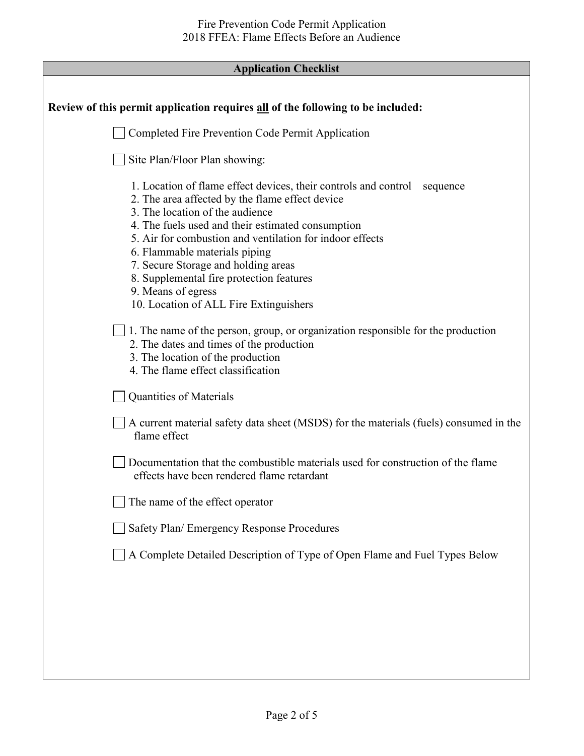## Application Checklist

**Review of this permit application requires all of the following to be included:**

- [ ] Completed Fire Prevention Code Permit Application
- [ ] Site Plan/Floor Plan showing:
  1. Location of flame effect devices, their controls and control sequence
  2. The area affected by the flame effect device
  3. The location of the audience
  4. The fuels used and their estimated consumption
  5. Air for combustion and ventilation for indoor effects
  6. Flammable materials piping
  7. Secure Storage and holding areas
  8. Supplemental fire protection features
  9. Means of egress
  10. Location of ALL Fire Extinguishers
- [ ] 1. The name of the person, group, or organization responsible for the production
  2. The dates and times of the production
  3. The location of the production
  4. The flame effect classification
- [ ] Quantities of Materials
- [ ] A current material safety data sheet (MSDS) for the materials (fuels) consumed in the flame effect
- [ ] Documentation that the combustible materials used for construction of the flame effects have been rendered flame retardant
- [ ] The name of the effect operator
- [ ] Safety Plan/ Emergency Response Procedures
- [ ] A Complete Detailed Description of Type of Open Flame and Fuel Types Below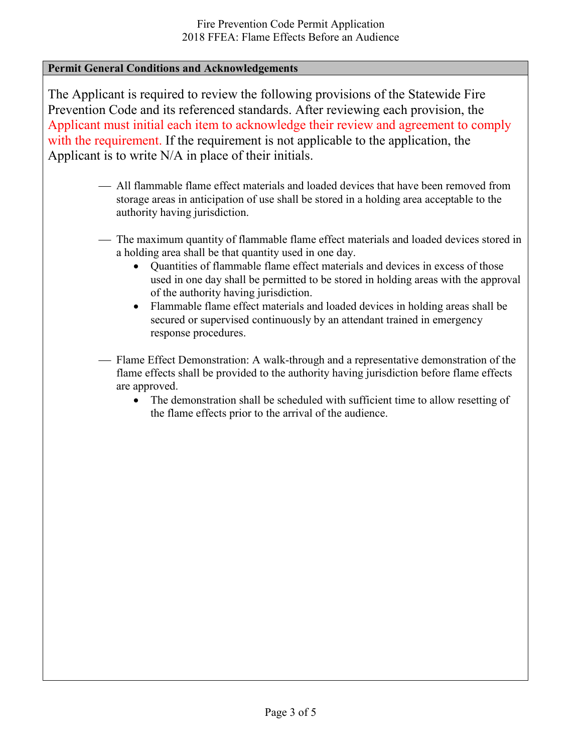## Permit General Conditions and Acknowledgements

The Applicant is required to review the following provisions of the Statewide Fire Prevention Code and its referenced standards. After reviewing each provision, the Applicant must initial each item to acknowledge their review and agreement to comply with the requirement. If the requirement is not applicable to the application, the Applicant is to write N/A in place of their initials.

___ All flammable flame effect materials and loaded devices that have been removed from storage areas in anticipation of use shall be stored in a holding area acceptable to the authority having jurisdiction.

___ The maximum quantity of flammable flame effect materials and loaded devices stored in a holding area shall be that quantity used in one day.

- Quantities of flammable flame effect materials and devices in excess of those used in one day shall be permitted to be stored in holding areas with the approval of the authority having jurisdiction.
- Flammable flame effect materials and loaded devices in holding areas shall be secured or supervised continuously by an attendant trained in emergency response procedures.

___ Flame Effect Demonstration: A walk-through and a representative demonstration of the flame effects shall be provided to the authority having jurisdiction before flame effects are approved.

- The demonstration shall be scheduled with sufficient time to allow resetting of the flame effects prior to the arrival of the audience.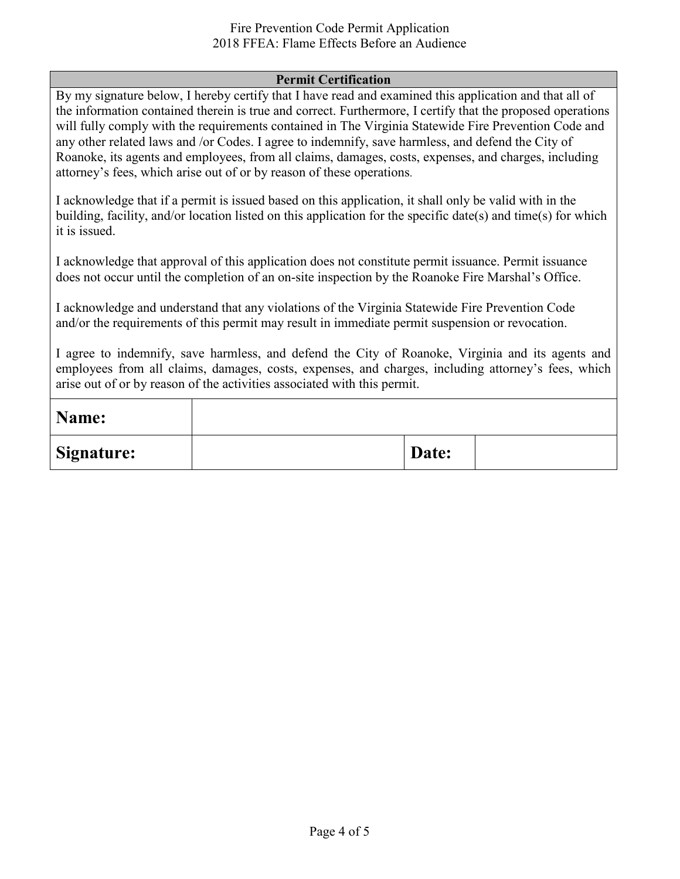## Permit Certification

By my signature below, I hereby certify that I have read and examined this application and that all of the information contained therein is true and correct. Furthermore, I certify that the proposed operations will fully comply with the requirements contained in The Virginia Statewide Fire Prevention Code and any other related laws and /or Codes. I agree to indemnify, save harmless, and defend the City of Roanoke, its agents and employees, from all claims, damages, costs, expenses, and charges, including attorney's fees, which arise out of or by reason of these operations.

I acknowledge that if a permit is issued based on this application, it shall only be valid with in the building, facility, and/or location listed on this application for the specific date(s) and time(s) for which it is issued.

I acknowledge that approval of this application does not constitute permit issuance. Permit issuance does not occur until the completion of an on-site inspection by the Roanoke Fire Marshal's Office.

I acknowledge and understand that any violations of the Virginia Statewide Fire Prevention Code and/or the requirements of this permit may result in immediate permit suspension or revocation.

I agree to indemnify, save harmless, and defend the City of Roanoke, Virginia and its agents and employees from all claims, damages, costs, expenses, and charges, including attorney's fees, which arise out of or by reason of the activities associated with this permit.

| **Name:** | | | |
|---|---|---|---|
| **Signature:** | | **Date:** | |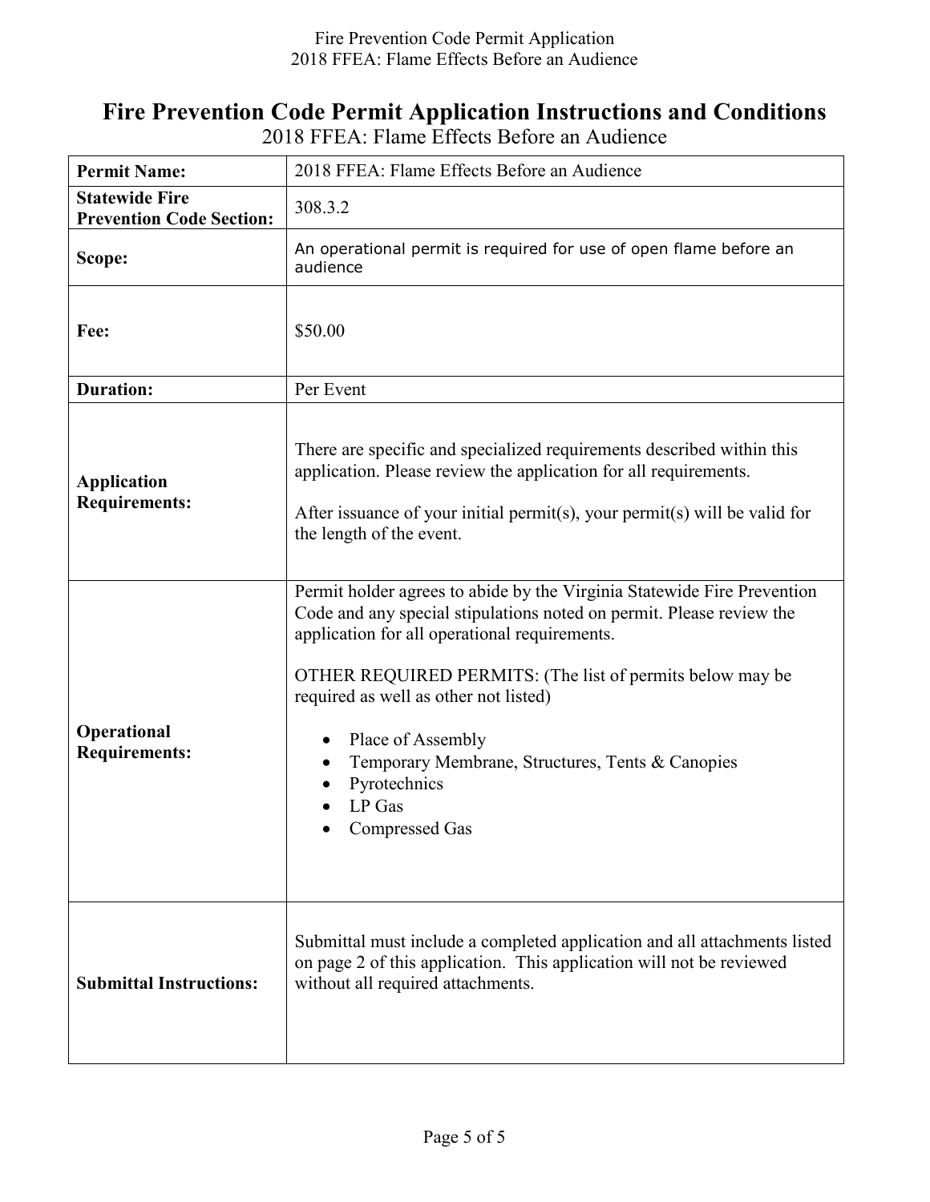# Fire Prevention Code Permit Application Instructions and Conditions

2018 FFEA: Flame Effects Before an Audience

| | |
|---|---|
| **Permit Name:** | 2018 FFEA: Flame Effects Before an Audience |
| **Statewide Fire Prevention Code Section:** | 308.3.2 |
| **Scope:** | An operational permit is required for use of open flame before an audience |
| **Fee:** | \$50.00 |
| **Duration:** | Per Event |
| **Application Requirements:** | There are specific and specialized requirements described within this application. Please review the application for all requirements.<br><br>After issuance of your initial permit(s), your permit(s) will be valid for the length of the event. |
| **Operational Requirements:** | Permit holder agrees to abide by the Virginia Statewide Fire Prevention Code and any special stipulations noted on permit. Please review the application for all operational requirements.<br><br>OTHER REQUIRED PERMITS: (The list of permits below may be required as well as other not listed)<br><br>• Place of Assembly<br>• Temporary Membrane, Structures, Tents & Canopies<br>• Pyrotechnics<br>• LP Gas<br>• Compressed Gas |
| **Submittal Instructions:** | Submittal must include a completed application and all attachments listed on page 2 of this application. This application will not be reviewed without all required attachments. |